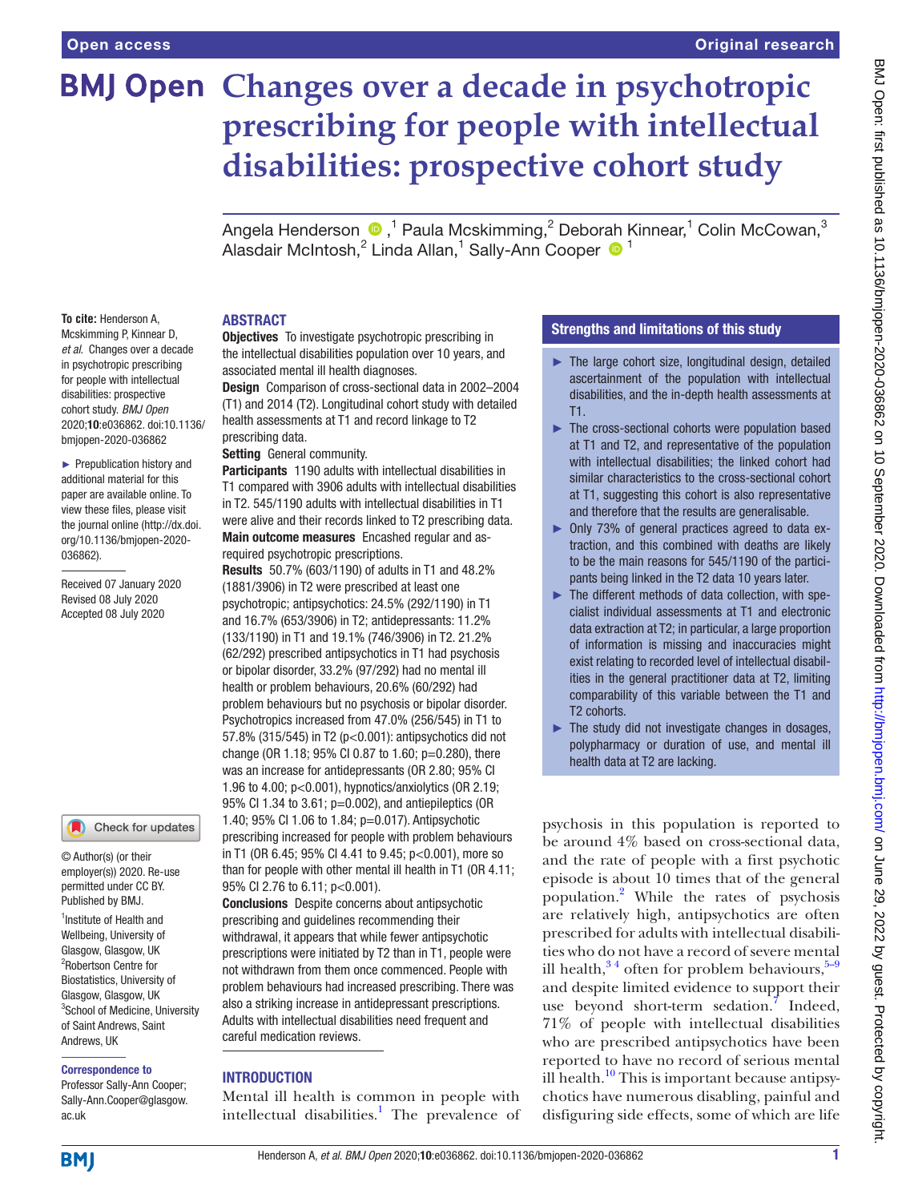# Changes over a decade in psychotropic prescribing for people with intellectual disabilities: prospective cohort study

Angela Henderson [1], Paula Mcskimming,[2] Deborah Kinnear,[1] Colin McCowan,[3] Alasdair McIntosh,[2] Linda Allan,[1] Sally-Ann Cooper [1]

**To cite:** Henderson A, Mcskimming P, Kinnear D, *et al*. Changes over a decade in psychotropic prescribing for people with intellectual disabilities: prospective cohort study. *BMJ Open* 2020;**10**:e036862. doi:10.1136/bmjopen-2020-036862

► Prepublication history and additional material for this paper are available online. To view these files, please visit the journal online (http://dx.doi.org/10.1136/bmjopen-2020-036862).

Received 07 January 2020
Revised 08 July 2020
Accepted 08 July 2020

© Author(s) (or their employer(s)) 2020. Re-use permitted under CC BY. Published by BMJ.

[1]Institute of Health and Wellbeing, University of Glasgow, Glasgow, UK
[2]Robertson Centre for Biostatistics, University of Glasgow, Glasgow, UK
[3]School of Medicine, University of Saint Andrews, Saint Andrews, UK

**Correspondence to**
Professor Sally-Ann Cooper; Sally-Ann.Cooper@glasgow.ac.uk

## ABSTRACT

**Objectives** To investigate psychotropic prescribing in the intellectual disabilities population over 10 years, and associated mental ill health diagnoses.

**Design** Comparison of cross-sectional data in 2002–2004 (T1) and 2014 (T2). Longitudinal cohort study with detailed health assessments at T1 and record linkage to T2 prescribing data.

**Setting** General community.

**Participants** 1190 adults with intellectual disabilities in T1 compared with 3906 adults with intellectual disabilities in T2. 545/1190 adults with intellectual disabilities in T1 were alive and their records linked to T2 prescribing data.

**Main outcome measures** Encashed regular and as-required psychotropic prescriptions.

**Results** 50.7% (603/1190) of adults in T1 and 48.2% (1881/3906) in T2 were prescribed at least one psychotropic; antipsychotics: 24.5% (292/1190) in T1 and 16.7% (653/3906) in T2; antidepressants: 11.2% (133/1190) in T1 and 19.1% (746/3906) in T2. 21.2% (62/292) prescribed antipsychotics in T1 had psychosis or bipolar disorder, 33.2% (97/292) had no mental ill health or problem behaviours, 20.6% (60/292) had problem behaviours but no psychosis or bipolar disorder. Psychotropics increased from 47.0% (256/545) in T1 to 57.8% (315/545) in T2 (p<0.001): antipsychotics did not change (OR 1.18; 95% CI 0.87 to 1.60; p=0.280), there was an increase for antidepressants (OR 2.80; 95% CI 1.96 to 4.00; p<0.001), hypnotics/anxiolytics (OR 2.19; 95% CI 1.34 to 3.61; p=0.002), and antiepileptics (OR 1.40; 95% CI 1.06 to 1.84; p=0.017). Antipsychotic prescribing increased for people with problem behaviours in T1 (OR 6.45; 95% CI 4.41 to 9.45; p<0.001), more so than for people with other mental ill health in T1 (OR 4.11; 95% CI 2.76 to 6.11; p<0.001).

**Conclusions** Despite concerns about antipsychotic prescribing and guidelines recommending their withdrawal, it appears that while fewer antipsychotic prescriptions were initiated by T2 than in T1, people were not withdrawn from them once commenced. People with problem behaviours had increased prescribing. There was also a striking increase in antidepressant prescriptions. Adults with intellectual disabilities need frequent and careful medication reviews.

## Strengths and limitations of this study

- ► The large cohort size, longitudinal design, detailed ascertainment of the population with intellectual disabilities, and the in-depth health assessments at T1.
- ► The cross-sectional cohorts were population based at T1 and T2, and representative of the population with intellectual disabilities; the linked cohort had similar characteristics to the cross-sectional cohort at T1, suggesting this cohort is also representative and therefore that the results are generalisable.
- ► Only 73% of general practices agreed to data extraction, and this combined with deaths are likely to be the main reasons for 545/1190 of the participants being linked in the T2 data 10 years later.
- ► The different methods of data collection, with specialist individual assessments at T1 and electronic data extraction at T2; in particular, a large proportion of information is missing and inaccuracies might exist relating to recorded level of intellectual disabilities in the general practitioner data at T2, limiting comparability of this variable between the T1 and T2 cohorts.
- ► The study did not investigate changes in dosages, polypharmacy or duration of use, and mental ill health data at T2 are lacking.

## INTRODUCTION

Mental ill health is common in people with intellectual disabilities.[1] The prevalence of psychosis in this population is reported to be around 4% based on cross-sectional data, and the rate of people with a first psychotic episode is about 10 times that of the general population.[2] While the rates of psychosis are relatively high, antipsychotics are often prescribed for adults with intellectual disabilities who do not have a record of severe mental ill health,[3 4] often for problem behaviours,[5–9] and despite limited evidence to support their use beyond short-term sedation.[7] Indeed, 71% of people with intellectual disabilities who are prescribed antipsychotics have been reported to have no record of serious mental ill health.[10] This is important because antipsychotics have numerous disabling, painful and disfiguring side effects, some of which are life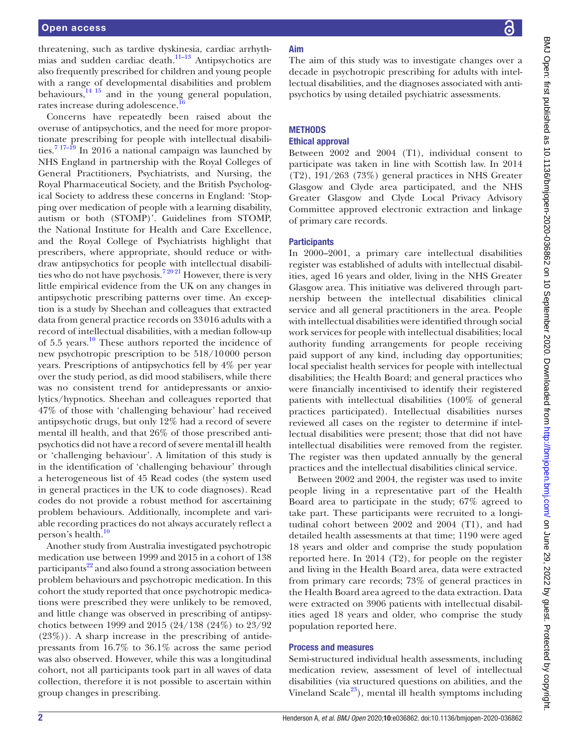threatening, such as tardive dyskinesia, cardiac arrhythmias and sudden cardiac death.[11–13] Antipsychotics are also frequently prescribed for children and young people with a range of developmental disabilities and problem behaviours,[14 15] and in the young general population, rates increase during adolescence.[16]

Concerns have repeatedly been raised about the overuse of antipsychotics, and the need for more proportionate prescribing for people with intellectual disabilities.[7 17–19] In 2016 a national campaign was launched by NHS England in partnership with the Royal Colleges of General Practitioners, Psychiatrists, and Nursing, the Royal Pharmaceutical Society, and the British Psychological Society to address these concerns in England: 'Stopping over medication of people with a learning disability, autism or both (STOMP)'. Guidelines from STOMP, the National Institute for Health and Care Excellence, and the Royal College of Psychiatrists highlight that prescribers, where appropriate, should reduce or withdraw antipsychotics for people with intellectual disabilities who do not have psychosis.[7 20 21] However, there is very little empirical evidence from the UK on any changes in antipsychotic prescribing patterns over time. An exception is a study by Sheehan and colleagues that extracted data from general practice records on 33 016 adults with a record of intellectual disabilities, with a median follow-up of 5.5 years.[10] These authors reported the incidence of new psychotropic prescription to be 518/10 000 person years. Prescriptions of antipsychotics fell by 4% per year over the study period, as did mood stabilisers, while there was no consistent trend for antidepressants or anxiolytics/hypnotics. Sheehan and colleagues reported that 47% of those with 'challenging behaviour' had received antipsychotic drugs, but only 12% had a record of severe mental ill health, and that 26% of those prescribed antipsychotics did not have a record of severe mental ill health or 'challenging behaviour'. A limitation of this study is in the identification of 'challenging behaviour' through a heterogeneous list of 45 Read codes (the system used in general practices in the UK to code diagnoses). Read codes do not provide a robust method for ascertaining problem behaviours. Additionally, incomplete and variable recording practices do not always accurately reflect a person's health.[10]

Another study from Australia investigated psychotropic medication use between 1999 and 2015 in a cohort of 138 participants[22] and also found a strong association between problem behaviours and psychotropic medication. In this cohort the study reported that once psychotropic medications were prescribed they were unlikely to be removed, and little change was observed in prescribing of antipsychotics between 1999 and 2015 (24/138 (24%) to 23/92 (23%)). A sharp increase in the prescribing of antidepressants from 16.7% to 36.1% across the same period was also observed. However, while this was a longitudinal cohort, not all participants took part in all waves of data collection, therefore it is not possible to ascertain within group changes in prescribing.

## Aim

The aim of this study was to investigate changes over a decade in psychotropic prescribing for adults with intellectual disabilities, and the diagnoses associated with antipsychotics by using detailed psychiatric assessments.

## METHODS

### Ethical approval

Between 2002 and 2004 (T1), individual consent to participate was taken in line with Scottish law. In 2014 (T2), 191/263 (73%) general practices in NHS Greater Glasgow and Clyde area participated, and the NHS Greater Glasgow and Clyde Local Privacy Advisory Committee approved electronic extraction and linkage of primary care records.

### Participants

In 2000–2001, a primary care intellectual disabilities register was established of adults with intellectual disabilities, aged 16 years and older, living in the NHS Greater Glasgow area. This initiative was delivered through partnership between the intellectual disabilities clinical service and all general practitioners in the area. People with intellectual disabilities were identified through social work services for people with intellectual disabilities; local authority funding arrangements for people receiving paid support of any kind, including day opportunities; local specialist health services for people with intellectual disabilities; the Health Board; and general practices who were financially incentivised to identify their registered patients with intellectual disabilities (100% of general practices participated). Intellectual disabilities nurses reviewed all cases on the register to determine if intellectual disabilities were present; those that did not have intellectual disabilities were removed from the register. The register was then updated annually by the general practices and the intellectual disabilities clinical service.

Between 2002 and 2004, the register was used to invite people living in a representative part of the Health Board area to participate in the study; 67% agreed to take part. These participants were recruited to a longitudinal cohort between 2002 and 2004 (T1), and had detailed health assessments at that time; 1190 were aged 18 years and older and comprise the study population reported here. In 2014 (T2), for people on the register and living in the Health Board area, data were extracted from primary care records; 73% of general practices in the Health Board area agreed to the data extraction. Data were extracted on 3906 patients with intellectual disabilities aged 18 years and older, who comprise the study population reported here.

### Process and measures

Semi-structured individual health assessments, including medication review, assessment of level of intellectual disabilities (via structured questions on abilities, and the Vineland Scale[23]), mental ill health symptoms including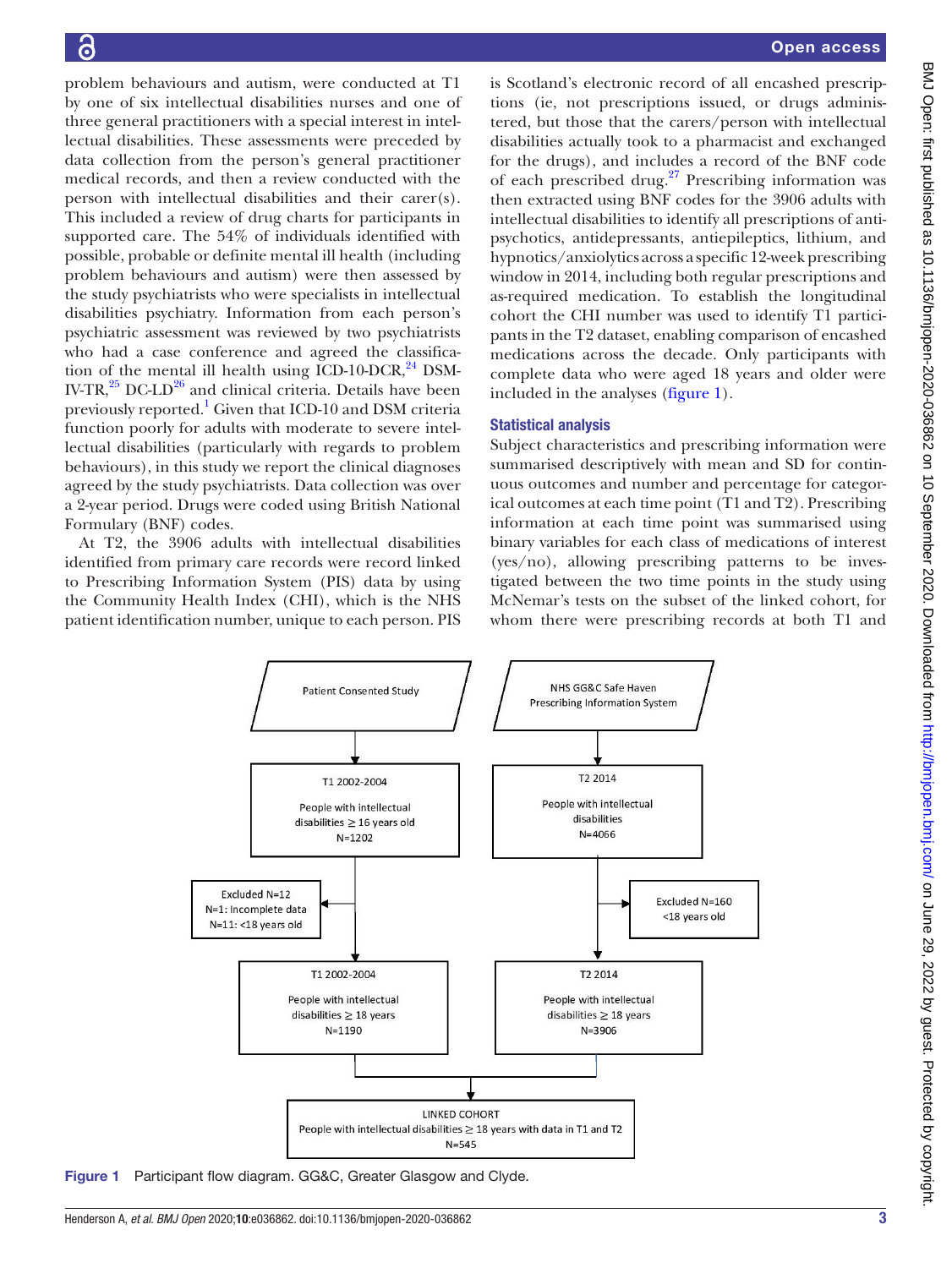problem behaviours and autism, were conducted at T1 by one of six intellectual disabilities nurses and one of three general practitioners with a special interest in intellectual disabilities. These assessments were preceded by data collection from the person's general practitioner medical records, and then a review conducted with the person with intellectual disabilities and their carer(s). This included a review of drug charts for participants in supported care. The 54% of individuals identified with possible, probable or definite mental ill health (including problem behaviours and autism) were then assessed by the study psychiatrists who were specialists in intellectual disabilities psychiatry. Information from each person's psychiatric assessment was reviewed by two psychiatrists who had a case conference and agreed the classification of the mental ill health using ICD-10-DCR,[24] DSM-IV-TR,[25] DC-LD[26] and clinical criteria. Details have been previously reported.[1] Given that ICD-10 and DSM criteria function poorly for adults with moderate to severe intellectual disabilities (particularly with regards to problem behaviours), in this study we report the clinical diagnoses agreed by the study psychiatrists. Data collection was over a 2-year period. Drugs were coded using British National Formulary (BNF) codes.

At T2, the 3906 adults with intellectual disabilities identified from primary care records were record linked to Prescribing Information System (PIS) data by using the Community Health Index (CHI), which is the NHS patient identification number, unique to each person. PIS is Scotland's electronic record of all encashed prescriptions (ie, not prescriptions issued, or drugs administered, but those that the carers/person with intellectual disabilities actually took to a pharmacist and exchanged for the drugs), and includes a record of the BNF code of each prescribed drug.[27] Prescribing information was then extracted using BNF codes for the 3906 adults with intellectual disabilities to identify all prescriptions of antipsychotics, antidepressants, antiepileptics, lithium, and hypnotics/anxiolytics across a specific 12-week prescribing window in 2014, including both regular prescriptions and as-required medication. To establish the longitudinal cohort the CHI number was used to identify T1 participants in the T2 dataset, enabling comparison of encashed medications across the decade. Only participants with complete data who were aged 18 years and older were included in the analyses (figure 1).

### Statistical analysis

Subject characteristics and prescribing information were summarised descriptively with mean and SD for continuous outcomes and number and percentage for categorical outcomes at each time point (T1 and T2). Prescribing information at each time point was summarised using binary variables for each class of medications of interest (yes/no), allowing prescribing patterns to be investigated between the two time points in the study using McNemar's tests on the subset of the linked cohort, for whom there were prescribing records at both T1 and

Patient Consented Study → T1 2002-2004: People with intellectual disabilities ≥ 16 years old, N=1202 → Excluded N=12 (N=1: Incomplete data; N=11: <18 years old) → T1 2002-2004: People with intellectual disabilities ≥ 18 years, N=1190

NHS GG&C Safe Haven Prescribing Information System → T2 2014: People with intellectual disabilities, N=4066 → Excluded N=160 (<18 years old) → T2 2014: People with intellectual disabilities ≥ 18 years, N=3906

LINKED COHORT: People with intellectual disabilities ≥ 18 years with data in T1 and T2, N=545

Figure 1 Participant flow diagram. GG&C, Greater Glasgow and Clyde.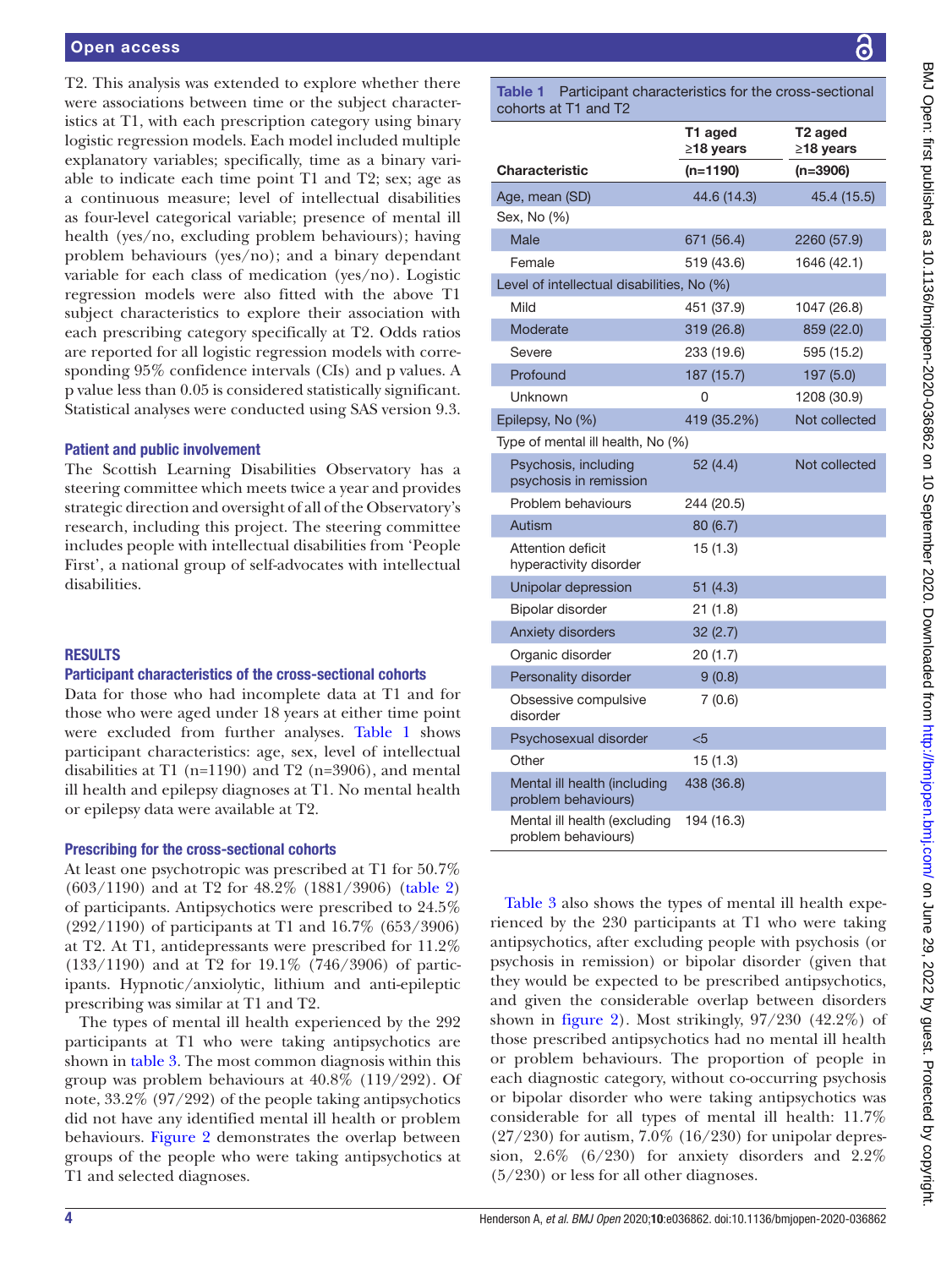T2. This analysis was extended to explore whether there were associations between time or the subject characteristics at T1, with each prescription category using binary logistic regression models. Each model included multiple explanatory variables; specifically, time as a binary variable to indicate each time point T1 and T2; sex; age as a continuous measure; level of intellectual disabilities as four-level categorical variable; presence of mental ill health (yes/no, excluding problem behaviours); having problem behaviours (yes/no); and a binary dependant variable for each class of medication (yes/no). Logistic regression models were also fitted with the above T1 subject characteristics to explore their association with each prescribing category specifically at T2. Odds ratios are reported for all logistic regression models with corresponding 95% confidence intervals (CIs) and p values. A p value less than 0.05 is considered statistically significant. Statistical analyses were conducted using SAS version 9.3.

### Patient and public involvement

The Scottish Learning Disabilities Observatory has a steering committee which meets twice a year and provides strategic direction and oversight of all of the Observatory's research, including this project. The steering committee includes people with intellectual disabilities from 'People First', a national group of self-advocates with intellectual disabilities.

## RESULTS

### Participant characteristics of the cross-sectional cohorts

Data for those who had incomplete data at T1 and for those who were aged under 18 years at either time point were excluded from further analyses. Table 1 shows participant characteristics: age, sex, level of intellectual disabilities at T1 (n=1190) and T2 (n=3906), and mental ill health and epilepsy diagnoses at T1. No mental health or epilepsy data were available at T2.

### Prescribing for the cross-sectional cohorts

At least one psychotropic was prescribed at T1 for 50.7% (603/1190) and at T2 for 48.2% (1881/3906) (table 2) of participants. Antipsychotics were prescribed to 24.5% (292/1190) of participants at T1 and 16.7% (653/3906) at T2. At T1, antidepressants were prescribed for 11.2% (133/1190) and at T2 for 19.1% (746/3906) of participants. Hypnotic/anxiolytic, lithium and anti-epileptic prescribing was similar at T1 and T2.

The types of mental ill health experienced by the 292 participants at T1 who were taking antipsychotics are shown in table 3. The most common diagnosis within this group was problem behaviours at 40.8% (119/292). Of note, 33.2% (97/292) of the people taking antipsychotics did not have any identified mental ill health or problem behaviours. Figure 2 demonstrates the overlap between groups of the people who were taking antipsychotics at T1 and selected diagnoses.

**Table 1** Participant characteristics for the cross-sectional cohorts at T1 and T2

| Characteristic | T1 aged ≥18 years (n=1190) | T2 aged ≥18 years (n=3906) |
|---|---|---|
| Age, mean (SD) | 44.6 (14.3) | 45.4 (15.5) |
| Sex, No (%) | | |
| Male | 671 (56.4) | 2260 (57.9) |
| Female | 519 (43.6) | 1646 (42.1) |
| Level of intellectual disabilities, No (%) | | |
| Mild | 451 (37.9) | 1047 (26.8) |
| Moderate | 319 (26.8) | 859 (22.0) |
| Severe | 233 (19.6) | 595 (15.2) |
| Profound | 187 (15.7) | 197 (5.0) |
| Unknown | 0 | 1208 (30.9) |
| Epilepsy, No (%) | 419 (35.2%) | Not collected |
| Type of mental ill health, No (%) | | |
| Psychosis, including psychosis in remission | 52 (4.4) | Not collected |
| Problem behaviours | 244 (20.5) | |
| Autism | 80 (6.7) | |
| Attention deficit hyperactivity disorder | 15 (1.3) | |
| Unipolar depression | 51 (4.3) | |
| Bipolar disorder | 21 (1.8) | |
| Anxiety disorders | 32 (2.7) | |
| Organic disorder | 20 (1.7) | |
| Personality disorder | 9 (0.8) | |
| Obsessive compulsive disorder | 7 (0.6) | |
| Psychosexual disorder | <5 | |
| Other | 15 (1.3) | |
| Mental ill health (including problem behaviours) | 438 (36.8) | |
| Mental ill health (excluding problem behaviours) | 194 (16.3) | |

Table 3 also shows the types of mental ill health experienced by the 230 participants at T1 who were taking antipsychotics, after excluding people with psychosis (or psychosis in remission) or bipolar disorder (given that they would be expected to be prescribed antipsychotics, and given the considerable overlap between disorders shown in figure 2). Most strikingly, 97/230 (42.2%) of those prescribed antipsychotics had no mental ill health or problem behaviours. The proportion of people in each diagnostic category, without co-occurring psychosis or bipolar disorder who were taking antipsychotics was considerable for all types of mental ill health: 11.7% (27/230) for autism, 7.0% (16/230) for unipolar depression, 2.6% (6/230) for anxiety disorders and 2.2% (5/230) or less for all other diagnoses.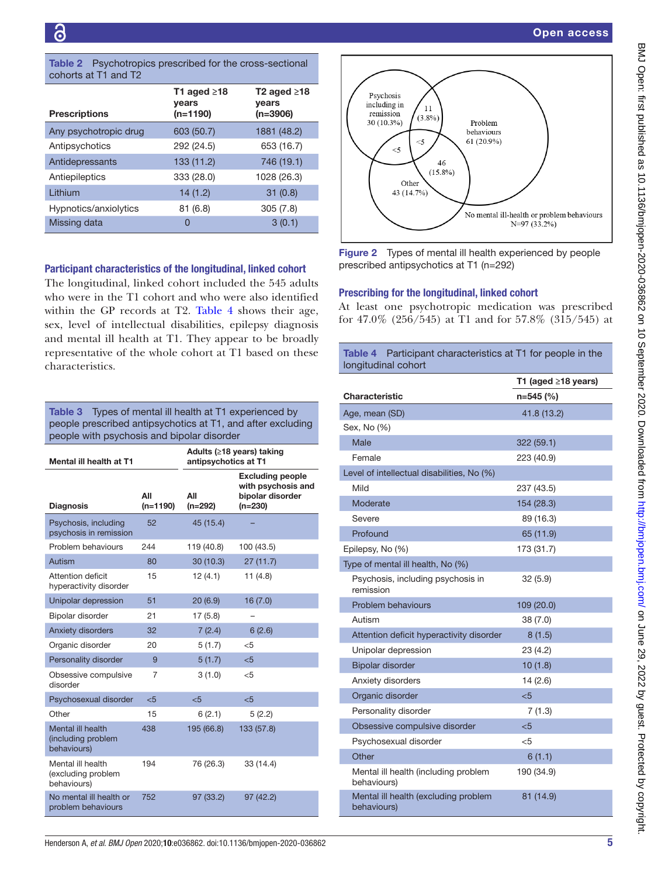**Table 2** Psychotropics prescribed for the cross-sectional cohorts at T1 and T2

| Prescriptions | T1 aged ≥18 years (n=1190) | T2 aged ≥18 years (n=3906) |
|---|---|---|
| Any psychotropic drug | 603 (50.7) | 1881 (48.2) |
| Antipsychotics | 292 (24.5) | 653 (16.7) |
| Antidepressants | 133 (11.2) | 746 (19.1) |
| Antiepileptics | 333 (28.0) | 1028 (26.3) |
| Lithium | 14 (1.2) | 31 (0.8) |
| Hypnotics/anxiolytics | 81 (6.8) | 305 (7.8) |
| Missing data | 0 | 3 (0.1) |

### Participant characteristics of the longitudinal, linked cohort

The longitudinal, linked cohort included the 545 adults who were in the T1 cohort and who were also identified within the GP records at T2. Table 4 shows their age, sex, level of intellectual disabilities, epilepsy diagnosis and mental ill health at T1. They appear to be broadly representative of the whole cohort at T1 based on these characteristics.

**Table 3** Types of mental ill health at T1 experienced by people prescribed antipsychotics at T1, and after excluding people with psychosis and bipolar disorder

| Mental ill health at T1 | | Adults (≥18 years) taking antipsychotics at T1 | |
|---|---|---|---|
| **Diagnosis** | **All (n=1190)** | **All (n=292)** | **Excluding people with psychosis and bipolar disorder (n=230)** |
| Psychosis, including psychosis in remission | 52 | 45 (15.4) | – |
| Problem behaviours | 244 | 119 (40.8) | 100 (43.5) |
| Autism | 80 | 30 (10.3) | 27 (11.7) |
| Attention deficit hyperactivity disorder | 15 | 12 (4.1) | 11 (4.8) |
| Unipolar depression | 51 | 20 (6.9) | 16 (7.0) |
| Bipolar disorder | 21 | 17 (5.8) | – |
| Anxiety disorders | 32 | 7 (2.4) | 6 (2.6) |
| Organic disorder | 20 | 5 (1.7) | <5 |
| Personality disorder | 9 | 5 (1.7) | <5 |
| Obsessive compulsive disorder | 7 | 3 (1.0) | <5 |
| Psychosexual disorder | <5 | <5 | <5 |
| Other | 15 | 6 (2.1) | 5 (2.2) |
| Mental ill health (including problem behaviours) | 438 | 195 (66.8) | 133 (57.8) |
| Mental ill health (excluding problem behaviours) | 194 | 76 (26.3) | 33 (14.4) |
| No mental ill health or problem behaviours | 752 | 97 (33.2) | 97 (42.2) |

Figure 2 Types of mental ill health experienced by people prescribed antipsychotics at T1 (n=292)

### Prescribing for the longitudinal, linked cohort

At least one psychotropic medication was prescribed for 47.0% (256/545) at T1 and for 57.8% (315/545) at

**Table 4** Participant characteristics at T1 for people in the longitudinal cohort

| Characteristic | T1 (aged ≥18 years) n=545 (%) |
|---|---|
| Age, mean (SD) | 41.8 (13.2) |
| Sex, No (%) | |
| Male | 322 (59.1) |
| Female | 223 (40.9) |
| Level of intellectual disabilities, No (%) | |
| Mild | 237 (43.5) |
| Moderate | 154 (28.3) |
| Severe | 89 (16.3) |
| Profound | 65 (11.9) |
| Epilepsy, No (%) | 173 (31.7) |
| Type of mental ill health, No (%) | |
| Psychosis, including psychosis in remission | 32 (5.9) |
| Problem behaviours | 109 (20.0) |
| Autism | 38 (7.0) |
| Attention deficit hyperactivity disorder | 8 (1.5) |
| Unipolar depression | 23 (4.2) |
| Bipolar disorder | 10 (1.8) |
| Anxiety disorders | 14 (2.6) |
| Organic disorder | <5 |
| Personality disorder | 7 (1.3) |
| Obsessive compulsive disorder | <5 |
| Psychosexual disorder | <5 |
| Other | 6 (1.1) |
| Mental ill health (including problem behaviours) | 190 (34.9) |
| Mental ill health (excluding problem behaviours) | 81 (14.9) |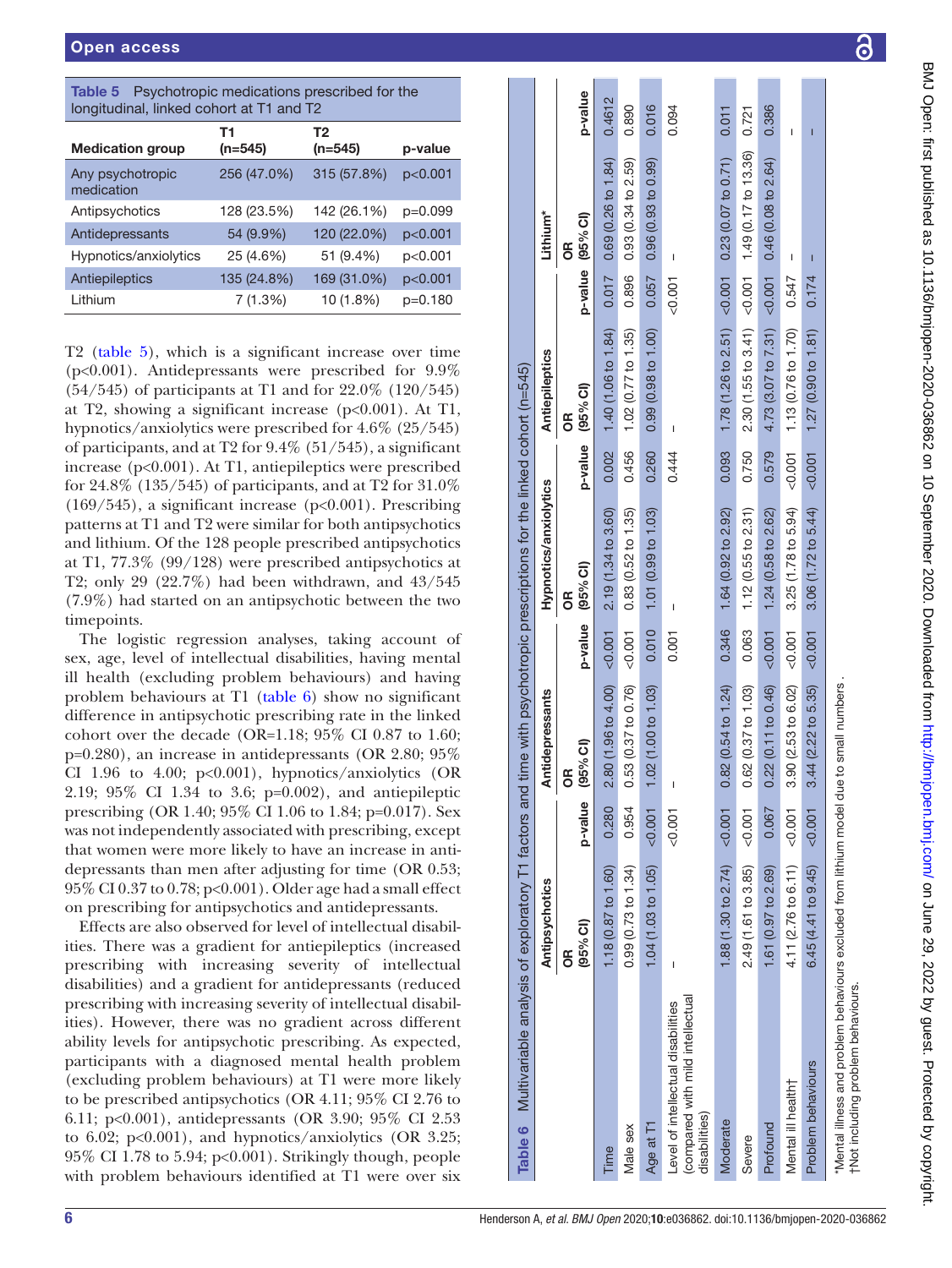**Table 5** Psychotropic medications prescribed for the longitudinal, linked cohort at T1 and T2

| Medication group | T1 (n=545) | T2 (n=545) | p-value |
|---|---|---|---|
| Any psychotropic medication | 256 (47.0%) | 315 (57.8%) | p<0.001 |
| Antipsychotics | 128 (23.5%) | 142 (26.1%) | p=0.099 |
| Antidepressants | 54 (9.9%) | 120 (22.0%) | p<0.001 |
| Hypnotics/anxiolytics | 25 (4.6%) | 51 (9.4%) | p<0.001 |
| Antiepileptics | 135 (24.8%) | 169 (31.0%) | p<0.001 |
| Lithium | 7 (1.3%) | 10 (1.8%) | p=0.180 |

T2 (table 5), which is a significant increase over time (p<0.001). Antidepressants were prescribed for 9.9% (54/545) of participants at T1 and for 22.0% (120/545) at T2, showing a significant increase (p<0.001). At T1, hypnotics/anxiolytics were prescribed for 4.6% (25/545) of participants, and at T2 for 9.4% (51/545), a significant increase (p<0.001). At T1, antiepileptics were prescribed for 24.8% (135/545) of participants, and at T2 for 31.0% (169/545), a significant increase (p<0.001). Prescribing patterns at T1 and T2 were similar for both antipsychotics and lithium. Of the 128 people prescribed antipsychotics at T1, 77.3% (99/128) were prescribed antipsychotics at T2; only 29 (22.7%) had been withdrawn, and 43/545 (7.9%) had started on an antipsychotic between the two timepoints.

The logistic regression analyses, taking account of sex, age, level of intellectual disabilities, having mental ill health (excluding problem behaviours) and having problem behaviours at T1 (table 6) show no significant difference in antipsychotic prescribing rate in the linked cohort over the decade (OR=1.18; 95% CI 0.87 to 1.60; p=0.280), an increase in antidepressants (OR 2.80; 95% CI 1.96 to 4.00; p<0.001), hypnotics/anxiolytics (OR 2.19; 95% CI 1.34 to 3.6; p=0.002), and antiepileptic prescribing (OR 1.40; 95% CI 1.06 to 1.84; p=0.017). Sex was not independently associated with prescribing, except that women were more likely to have an increase in antidepressants than men after adjusting for time (OR 0.53; 95% CI 0.37 to 0.78; p<0.001). Older age had a small effect on prescribing for antipsychotics and antidepressants.

Effects are also observed for level of intellectual disabilities. There was a gradient for antiepileptics (increased prescribing with increasing severity of intellectual disabilities) and a gradient for antidepressants (reduced prescribing with increasing severity of intellectual disabilities). However, there was no gradient across different ability levels for antipsychotic prescribing. As expected, participants with a diagnosed mental health problem (excluding problem behaviours) at T1 were more likely to be prescribed antipsychotics (OR 4.11; 95% CI 2.76 to 6.11; p<0.001), antidepressants (OR 3.90; 95% CI 2.53 to 6.02; p<0.001), and hypnotics/anxiolytics (OR 3.25; 95% CI 1.78 to 5.94; p<0.001). Strikingly though, people with problem behaviours identified at T1 were over six

**Table 6** Multivariable analysis of exploratory T1 factors and time with psychotropic prescriptions for the linked cohort (n=545)

| | Antipsychotics | | Antidepressants | | Hypnotics/anxiolytics | | Antiepileptics | | Lithium* | |
|---|---|---|---|---|---|---|---|---|---|---|
| | OR (95% CI) | p-value | OR (95% CI) | p-value | OR (95% CI) | p-value | OR (95% CI) | p-value | OR (95% CI) | p-value |
| Time | 1.18 (0.87 to 1.60) | 0.280 | 2.80 (1.96 to 4.00) | <0.001 | 2.19 (1.34 to 3.60) | 0.002 | 1.40 (1.06 to 1.84) | 0.017 | 0.69 (0.26 to 1.84) | 0.4612 |
| Male sex | 0.99 (0.73 to 1.34) | 0.954 | 0.53 (0.37 to 0.76) | <0.001 | 0.83 (0.52 to 1.35) | 0.456 | 1.02 (0.77 to 1.35) | 0.896 | 0.93 (0.34 to 2.59) | 0.890 |
| Age at T1 | 1.04 (1.03 to 1.05) | <0.001 | 1.02 (1.00 to 1.03) | 0.010 | 1.01 (0.99 to 1.03) | 0.260 | 0.99 (0.98 to 1.00) | 0.057 | 0.96 (0.93 to 0.99) | 0.016 |
| Level of intellectual disabilities (compared with mild intellectual disabilities) | – | <0.001 | – | 0.001 | – | 0.444 | – | <0.001 | – | 0.094 |
| Moderate | 1.88 (1.30 to 2.74) | <0.001 | 0.82 (0.54 to 1.24) | 0.346 | 1.64 (0.92 to 2.92) | 0.093 | 1.78 (1.26 to 2.51) | <0.001 | 0.23 (0.07 to 0.71) | 0.011 |
| Severe | 2.49 (1.61 to 3.85) | <0.001 | 0.62 (0.37 to 1.03) | 0.063 | 1.12 (0.55 to 2.31) | 0.750 | 2.30 (1.55 to 3.41) | <0.001 | 1.49 (0.17 to 13.36) | 0.721 |
| Profound | 1.61 (0.97 to 2.69) | 0.067 | 0.22 (0.11 to 0.46) | <0.001 | 1.24 (0.58 to 2.62) | 0.579 | 4.73 (3.07 to 7.31) | <0.001 | 0.46 (0.08 to 2.64) | 0.386 |
| Mental ill health† | 4.11 (2.76 to 6.11) | <0.001 | 3.90 (2.53 to 6.02) | <0.001 | 3.25 (1.78 to 5.94) | <0.001 | 1.13 (0.76 to 1.70) | 0.547 | – | – |
| Problem behaviours | 6.45 (4.41 to 9.45) | <0.001 | 3.44 (2.22 to 5.35) | <0.001 | 3.06 (1.72 to 5.44) | <0.001 | 1.27 (0.90 to 1.81) | 0.174 | – | – |

*Mental illness and problem behaviours excluded from lithium model due to small numbers .
†Not including problem behaviours.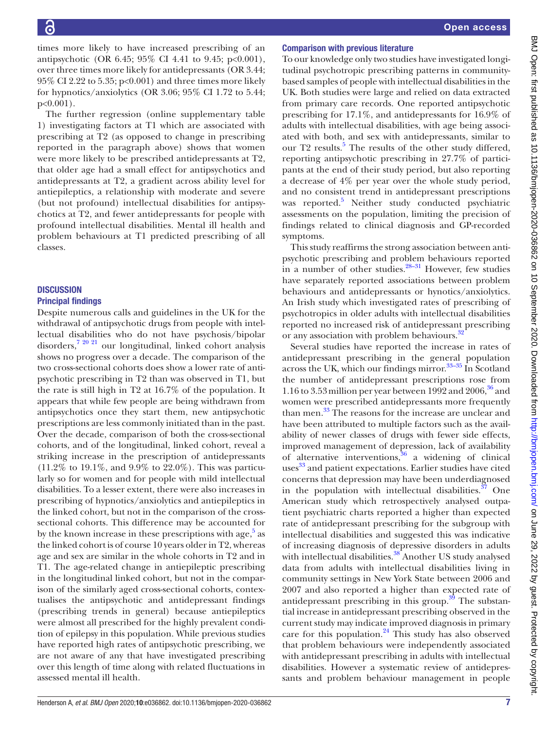times more likely to have increased prescribing of an antipsychotic (OR 6.45; 95% CI 4.41 to 9.45; p<0.001), over three times more likely for antidepressants (OR 3.44; 95% CI 2.22 to 5.35; p<0.001) and three times more likely for hypnotics/anxiolytics (OR 3.06; 95% CI 1.72 to 5.44; p<0.001).

The further regression (online supplementary table 1) investigating factors at T1 which are associated with prescribing at T2 (as opposed to change in prescribing reported in the paragraph above) shows that women were more likely to be prescribed antidepressants at T2, that older age had a small effect for antipsychotics and antidepressants at T2, a gradient across ability level for antiepileptics, a relationship with moderate and severe (but not profound) intellectual disabilities for antipsychotics at T2, and fewer antidepressants for people with profound intellectual disabilities. Mental ill health and problem behaviours at T1 predicted prescribing of all classes.

## DISCUSSION

### Principal findings

Despite numerous calls and guidelines in the UK for the withdrawal of antipsychotic drugs from people with intellectual disabilities who do not have psychosis/bipolar disorders,[7 20 21] our longitudinal, linked cohort analysis shows no progress over a decade. The comparison of the two cross-sectional cohorts does show a lower rate of antipsychotic prescribing in T2 than was observed in T1, but the rate is still high in T2 at 16.7% of the population. It appears that while few people are being withdrawn from antipsychotics once they start them, new antipsychotic prescriptions are less commonly initiated than in the past. Over the decade, comparison of both the cross-sectional cohorts, and of the longitudinal, linked cohort, reveal a striking increase in the prescription of antidepressants (11.2% to 19.1%, and 9.9% to 22.0%). This was particularly so for women and for people with mild intellectual disabilities. To a lesser extent, there were also increases in prescribing of hypnotics/anxiolytics and antiepileptics in the linked cohort, but not in the comparison of the cross-sectional cohorts. This difference may be accounted for by the known increase in these prescriptions with age,[5] as the linked cohort is of course 10 years older in T2, whereas age and sex are similar in the whole cohorts in T2 and in T1. The age-related change in antiepileptic prescribing in the longitudinal linked cohort, but not in the comparison of the similarly aged cross-sectional cohorts, contextualises the antipsychotic and antidepressant findings (prescribing trends in general) because antiepileptics were almost all prescribed for the highly prevalent condition of epilepsy in this population. While previous studies have reported high rates of antipsychotic prescribing, we are not aware of any that have investigated prescribing over this length of time along with related fluctuations in assessed mental ill health.

### Comparison with previous literature

To our knowledge only two studies have investigated longitudinal psychotropic prescribing patterns in community-based samples of people with intellectual disabilities in the UK. Both studies were large and relied on data extracted from primary care records. One reported antipsychotic prescribing for 17.1%, and antidepressants for 16.9% of adults with intellectual disabilities, with age being associated with both, and sex with antidepressants, similar to our T2 results.[5] The results of the other study differed, reporting antipsychotic prescribing in 27.7% of participants at the end of their study period, but also reporting a decrease of 4% per year over the whole study period, and no consistent trend in antidepressant prescriptions was reported.[5] Neither study conducted psychiatric assessments on the population, limiting the precision of findings related to clinical diagnosis and GP-recorded symptoms.

This study reaffirms the strong association between antipsychotic prescribing and problem behaviours reported in a number of other studies.[28–31] However, few studies have separately reported associations between problem behaviours and antidepressants or hynotics/anxiolytics. An Irish study which investigated rates of prescribing of psychotropics in older adults with intellectual disabilities reported no increased risk of antidepressant prescribing or any association with problem behaviours.[32]

Several studies have reported the increase in rates of antidepressant prescribing in the general population across the UK, which our findings mirror.[33–35] In Scotland the number of antidepressant prescriptions rose from 1.16 to 3.53 million per year between 1992 and 2006,[36] and women were prescribed antidepressants more frequently than men.[33] The reasons for the increase are unclear and have been attributed to multiple factors such as the availability of newer classes of drugs with fewer side effects, improved management of depression, lack of availability of alternative interventions,[36] a widening of clinical uses[33] and patient expectations. Earlier studies have cited concerns that depression may have been underdiagnosed in the population with intellectual disabilities.[37] One American study which retrospectively analysed outpatient psychiatric charts reported a higher than expected rate of antidepressant prescribing for the subgroup with intellectual disabilities and suggested this was indicative of increasing diagnosis of depressive disorders in adults with intellectual disabilities.[38] Another US study analysed data from adults with intellectual disabilities living in community settings in New York State between 2006 and 2007 and also reported a higher than expected rate of antidepressant prescribing in this group.[39] The substantial increase in antidepressant prescribing observed in the current study may indicate improved diagnosis in primary care for this population.[24] This study has also observed that problem behaviours were independently associated with antidepressant prescribing in adults with intellectual disabilities. However a systematic review of antidepressants and problem behaviour management in people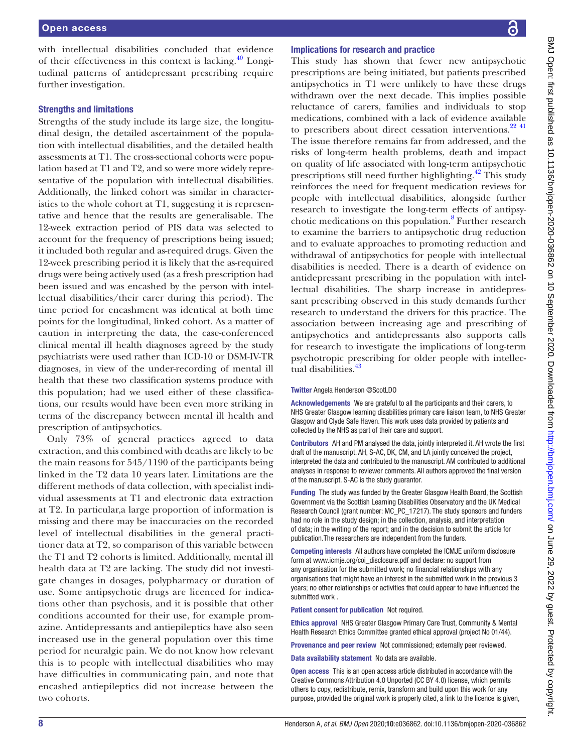with intellectual disabilities concluded that evidence of their effectiveness in this context is lacking.[40] Longitudinal patterns of antidepressant prescribing require further investigation.

## Strengths and limitations

Strengths of the study include its large size, the longitudinal design, the detailed ascertainment of the population with intellectual disabilities, and the detailed health assessments at T1. The cross-sectional cohorts were population based at T1 and T2, and so were more widely representative of the population with intellectual disabilities. Additionally, the linked cohort was similar in characteristics to the whole cohort at T1, suggesting it is representative and hence that the results are generalisable. The 12-week extraction period of PIS data was selected to account for the frequency of prescriptions being issued; it included both regular and as-required drugs. Given the 12-week prescribing period it is likely that the as-required drugs were being actively used (as a fresh prescription had been issued and was encashed by the person with intellectual disabilities/their carer during this period). The time period for encashment was identical at both time points for the longitudinal, linked cohort. As a matter of caution in interpreting the data, the case-conferenced clinical mental ill health diagnoses agreed by the study psychiatrists were used rather than ICD-10 or DSM-IV-TR diagnoses, in view of the under-recording of mental ill health that these two classification systems produce with this population; had we used either of these classifications, our results would have been even more striking in terms of the discrepancy between mental ill health and prescription of antipsychotics.

Only 73% of general practices agreed to data extraction, and this combined with deaths are likely to be the main reasons for 545/1190 of the participants being linked in the T2 data 10 years later. Limitations are the different methods of data collection, with specialist individual assessments at T1 and electronic data extraction at T2. In particular,a large proportion of information is missing and there may be inaccuracies on the recorded level of intellectual disabilities in the general practitioner data at T2, so comparison of this variable between the T1 and T2 cohorts is limited. Additionally, mental ill health data at T2 are lacking. The study did not investigate changes in dosages, polypharmacy or duration of use. Some antipsychotic drugs are licenced for indications other than psychosis, and it is possible that other conditions accounted for their use, for example promazine. Antidepressants and antiepileptics have also seen increased use in the general population over this time period for neuralgic pain. We do not know how relevant this is to people with intellectual disabilities who may have difficulties in communicating pain, and note that encashed antiepileptics did not increase between the two cohorts.

## Implications for research and practice

This study has shown that fewer new antipsychotic prescriptions are being initiated, but patients prescribed antipsychotics in T1 were unlikely to have these drugs withdrawn over the next decade. This implies possible reluctance of carers, families and individuals to stop medications, combined with a lack of evidence available to prescribers about direct cessation interventions.[22,41] The issue therefore remains far from addressed, and the risks of long-term health problems, death and impact on quality of life associated with long-term antipsychotic prescriptions still need further highlighting.[42] This study reinforces the need for frequent medication reviews for people with intellectual disabilities, alongside further research to investigate the long-term effects of antipsychotic medications on this population.[8] Further research to examine the barriers to antipsychotic drug reduction and to evaluate approaches to promoting reduction and withdrawal of antipsychotics for people with intellectual disabilities is needed. There is a dearth of evidence on antidepressant prescribing in the population with intellectual disabilities. The sharp increase in antidepressant prescribing observed in this study demands further research to understand the drivers for this practice. The association between increasing age and prescribing of antipsychotics and antidepressants also supports calls for research to investigate the implications of long-term psychotropic prescribing for older people with intellectual disabilities.[43]

**Twitter** Angela Henderson @ScotLDO

**Acknowledgements** We are grateful to all the participants and their carers, to NHS Greater Glasgow learning disabilities primary care liaison team, to NHS Greater Glasgow and Clyde Safe Haven. This work uses data provided by patients and collected by the NHS as part of their care and support.

**Contributors** AH and PM analysed the data, jointly interpreted it. AH wrote the first draft of the manuscript. AH, S-AC, DK, CM, and LA jointly conceived the project, interpreted the data and contributed to the manuscript. AM contributed to additional analyses in response to reviewer comments. All authors approved the final version of the manuscript. S-AC is the study guarantor.

**Funding** The study was funded by the Greater Glasgow Health Board, the Scottish Government via the Scottish Learning Disabilities Observatory and the UK Medical Research Council (grant number: MC_PC_17217). The study sponsors and funders had no role in the study design; in the collection, analysis, and interpretation of data; in the writing of the report; and in the decision to submit the article for publication.The researchers are independent from the funders.

**Competing interests** All authors have completed the ICMJE uniform disclosure form at www.icmje.org/coi_disclosure.pdf and declare: no support from any organisation for the submitted work; no financial relationships with any organisations that might have an interest in the submitted work in the previous 3 years; no other relationships or activities that could appear to have influenced the submitted work .

**Patient consent for publication** Not required.

**Ethics approval** NHS Greater Glasgow Primary Care Trust, Community & Mental Health Research Ethics Committee granted ethical approval (project No 01/44).

**Provenance and peer review** Not commissioned; externally peer reviewed.

**Data availability statement** No data are available.

**Open access** This is an open access article distributed in accordance with the Creative Commons Attribution 4.0 Unported (CC BY 4.0) license, which permits others to copy, redistribute, remix, transform and build upon this work for any purpose, provided the original work is properly cited, a link to the licence is given,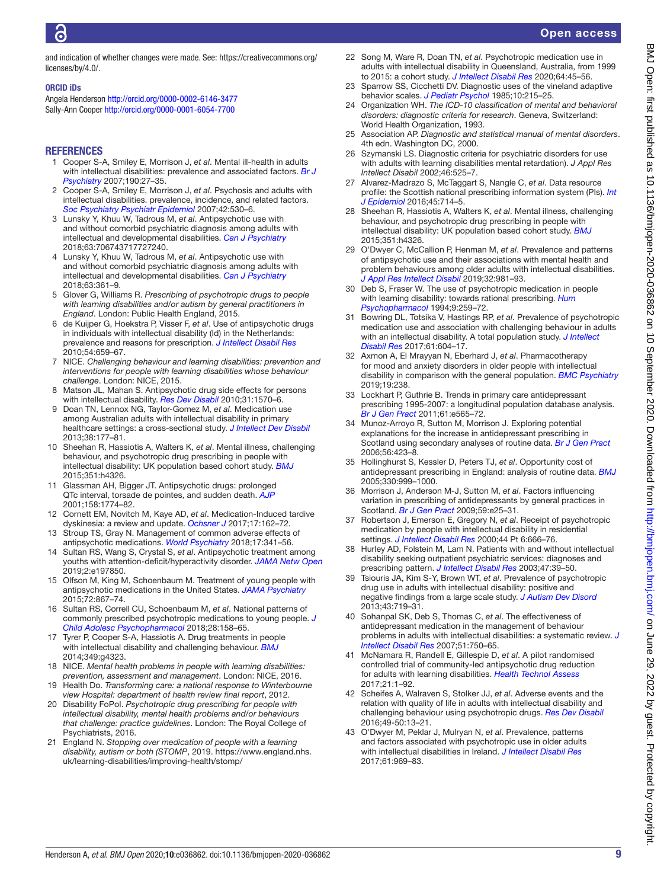and indication of whether changes were made. See: https://creativecommons.org/licenses/by/4.0/.

**ORCID iDs**

Angela Henderson http://orcid.org/0000-0002-6146-3477
Sally-Ann Cooper http://orcid.org/0000-0001-6054-7700

## REFERENCES

1. Cooper S-A, Smiley E, Morrison J, *et al*. Mental ill-health in adults with intellectual disabilities: prevalence and associated factors. *Br J Psychiatry* 2007;190:27–35.
2. Cooper S-A, Smiley E, Morrison J, *et al*. Psychosis and adults with intellectual disabilities. prevalence, incidence, and related factors. *Soc Psychiatry Psychiatr Epidemiol* 2007;42:530–6.
3. Lunsky Y, Khuu W, Tadrous M, *et al*. Antipsychotic use with and without comorbid psychiatric diagnosis among adults with intellectual and developmental disabilities. *Can J Psychiatry* 2018;63:706743717727240.
4. Lunsky Y, Khuu W, Tadrous M, *et al*. Antipsychotic use with and without comorbid psychiatric diagnosis among adults with intellectual and developmental disabilities. *Can J Psychiatry* 2018;63:361–9.
5. Glover G, Williams R. *Prescribing of psychotropic drugs to people with learning disabilities and/or autism by general practitioners in England*. London: Public Health England, 2015.
6. de Kuijper G, Hoekstra P, Visser F, *et al*. Use of antipsychotic drugs in individuals with intellectual disability (Id) in the Netherlands: prevalence and reasons for prescription. *J Intellect Disabil Res* 2010;54:659–67.
7. NICE. *Challenging behaviour and learning disabilities: prevention and interventions for people with learning disabilities whose behaviour challenge*. London: NICE, 2015.
8. Matson JL, Mahan S. Antipsychotic drug side effects for persons with intellectual disability. *Res Dev Disabil* 2010;31:1570–6.
9. Doan TN, Lennox NG, Taylor-Gomez M, *et al*. Medication use among Australian adults with intellectual disability in primary healthcare settings: a cross-sectional study. *J Intellect Dev Disabil* 2013;38:177–81.
10. Sheehan R, Hassiotis A, Walters K, *et al*. Mental illness, challenging behaviour, and psychotropic drug prescribing in people with intellectual disability: UK population based cohort study. *BMJ* 2015;351:h4326.
11. Glassman AH, Bigger JT. Antipsychotic drugs: prolonged QTc interval, torsade de pointes, and sudden death. *AJP* 2001;158:1774–82.
12. Cornett EM, Novitch M, Kaye AD, *et al*. Medication-Induced tardive dyskinesia: a review and update. *Ochsner J* 2017;17:162–72.
13. Stroup TS, Gray N. Management of common adverse effects of antipsychotic medications. *World Psychiatry* 2018;17:341–56.
14. Sultan RS, Wang S, Crystal S, *et al*. Antipsychotic treatment among youths with attention-deficit/hyperactivity disorder. *JAMA Netw Open* 2019;2:e197850.
15. Olfson M, King M, Schoenbaum M. Treatment of young people with antipsychotic medications in the United States. *JAMA Psychiatry* 2015;72:867–74.
16. Sultan RS, Correll CU, Schoenbaum M, *et al*. National patterns of commonly prescribed psychotropic medications to young people. *J Child Adolesc Psychopharmacol* 2018;28:158–65.
17. Tyrer P, Cooper S-A, Hassiotis A. Drug treatments in people with intellectual disability and challenging behaviour. *BMJ* 2014;349:g4323.
18. NICE. *Mental health problems in people with learning disabilities: prevention, assessment and management*. London: NICE, 2016.
19. Health Do. *Transforming care: a national response to Winterbourne view Hospital: department of health review final report*, 2012.
20. Disability FoPoI. *Psychotropic drug prescribing for people with intellectual disability, mental health problems and/or behaviours that challenge: practice guidelines*. London: The Royal College of Psychiatrists, 2016.
21. England N. *Stopping over medication of people with a learning disability, autism or both (STOMP*, 2019. https://www.england.nhs.uk/learning-disabilities/improving-health/stomp/
22. Song M, Ware R, Doan TN, *et al*. Psychotropic medication use in adults with intellectual disability in Queensland, Australia, from 1999 to 2015: a cohort study. *J Intellect Disabil Res* 2020;64:45–56.
23. Sparrow SS, Cicchetti DV. Diagnostic uses of the vineland adaptive behavior scales. *J Pediatr Psychol* 1985;10:215–25.
24. Organization WH. *The ICD-10 classification of mental and behavioral disorders: diagnostic criteria for research*. Geneva, Switzerland: World Health Organization, 1993.
25. Association AP. *Diagnostic and statistical manual of mental disorders*. 4th edn. Washington DC, 2000.
26. Szymanski LS. Diagnostic criteria for psychiatric disorders for use with adults with learning disabilities mental retardation). *J Appl Res Intellect Disabil* 2002;46:525–7.
27. Alvarez-Madrazo S, McTaggart S, Nangle C, *et al*. Data resource profile: the Scottish national prescribing information system (PIs). *Int J Epidemiol* 2016;45:714–5.
28. Sheehan R, Hassiotis A, Walters K, *et al*. Mental illness, challenging behaviour, and psychotropic drug prescribing in people with intellectual disability: UK population based cohort study. *BMJ* 2015;351:h4326.
29. O'Dwyer C, McCallion P, Henman M, *et al*. Prevalence and patterns of antipsychotic use and their associations with mental health and problem behaviours among older adults with intellectual disabilities. *J Appl Res Intellect Disabil* 2019;32:981–93.
30. Deb S, Fraser W. The use of psychotropic medication in people with learning disability: towards rational prescribing. *Hum Psychopharmacol* 1994;9:259–72.
31. Bowring DL, Totsika V, Hastings RP, *et al*. Prevalence of psychotropic medication use and association with challenging behaviour in adults with an intellectual disability. A total population study. *J Intellect Disabil Res* 2017;61:604–17.
32. Axmon A, El Mrayyan N, Eberhard J, *et al*. Pharmacotherapy for mood and anxiety disorders in older people with intellectual disability in comparison with the general population. *BMC Psychiatry* 2019;19:238.
33. Lockhart P, Guthrie B. Trends in primary care antidepressant prescribing 1995-2007: a longitudinal population database analysis. *Br J Gen Pract* 2011;61:e565–72.
34. Munoz-Arroyo R, Sutton M, Morrison J. Exploring potential explanations for the increase in antidepressant prescribing in Scotland using secondary analyses of routine data. *Br J Gen Pract* 2006;56:423–8.
35. Hollinghurst S, Kessler D, Peters TJ, *et al*. Opportunity cost of antidepressant prescribing in England: analysis of routine data. *BMJ* 2005;330:999–1000.
36. Morrison J, Anderson M-J, Sutton M, *et al*. Factors influencing variation in prescribing of antidepressants by general practices in Scotland. *Br J Gen Pract* 2009;59:e25–31.
37. Robertson J, Emerson E, Gregory N, *et al*. Receipt of psychotropic medication by people with intellectual disability in residential settings. *J Intellect Disabil Res* 2000;44 Pt 6:666–76.
38. Hurley AD, Folstein M, Lam N. Patients with and without intellectual disability seeking outpatient psychiatric services: diagnoses and prescribing pattern. *J Intellect Disabil Res* 2003;47:39–50.
39. Tsiouris JA, Kim S-Y, Brown WT, *et al*. Prevalence of psychotropic drug use in adults with intellectual disability: positive and negative findings from a large scale study. *J Autism Dev Disord* 2013;43:719–31.
40. Sohanpal SK, Deb S, Thomas C, *et al*. The effectiveness of antidepressant medication in the management of behaviour problems in adults with intellectual disabilities: a systematic review. *J Intellect Disabil Res* 2007;51:750–65.
41. McNamara R, Randell E, Gillespie D, *et al*. A pilot randomised controlled trial of community-led antipsychotic drug reduction for adults with learning disabilities. *Health Technol Assess* 2017;21:1–92.
42. Scheifes A, Walraven S, Stolker JJ, *et al*. Adverse events and the relation with quality of life in adults with intellectual disability and challenging behaviour using psychotropic drugs. *Res Dev Disabil* 2016;49-50:13–21.
43. O'Dwyer M, Peklar J, Mulryan N, *et al*. Prevalence, patterns and factors associated with psychotropic use in older adults with intellectual disabilities in Ireland. *J Intellect Disabil Res* 2017;61:969–83.